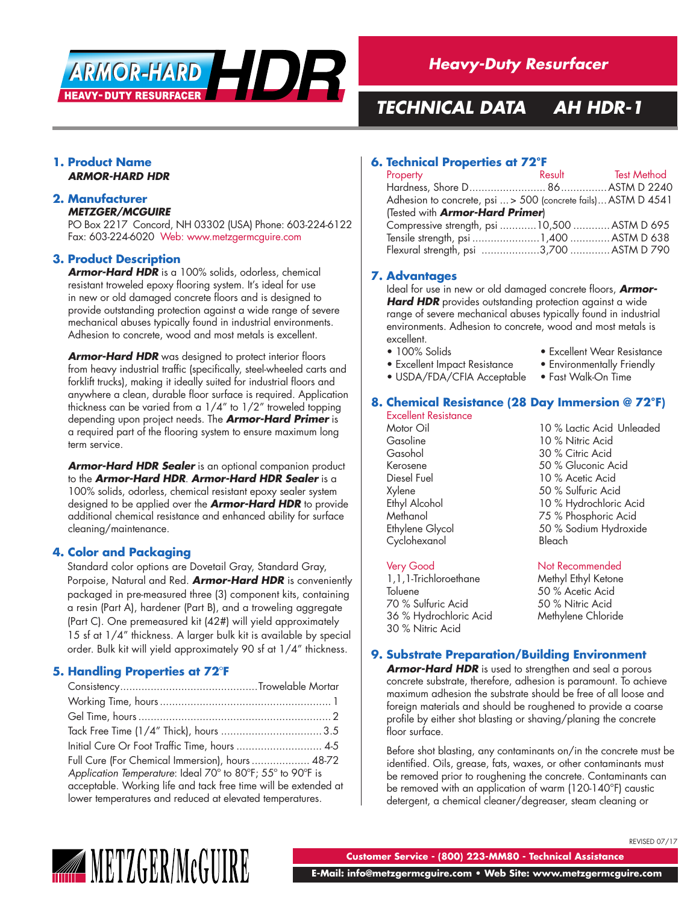# ARMOR-HARD HDR
## HEAVY-DUTY RESURFACER

**Heavy-Duty Resurfacer**

**TECHNICAL DATA AH HDR-1**

## 1. Product Name

***ARMOR-HARD HDR***

## 2. Manufacturer

***METZGER/MCGUIRE***

PO Box 2217 Concord, NH 03302 (USA) Phone: 603-224-6122
Fax: 603-224-6020 Web: www.metzgermcguire.com

## 3. Product Description

***Armor-Hard HDR*** is a 100% solids, odorless, chemical resistant troweled epoxy flooring system. It's ideal for use in new or old damaged concrete floors and is designed to provide outstanding protection against a wide range of severe mechanical abuses typically found in industrial environments. Adhesion to concrete, wood and most metals is excellent.

***Armor-Hard HDR*** was designed to protect interior floors from heavy industrial traffic (specifically, steel-wheeled carts and forklift trucks), making it ideally suited for industrial floors and anywhere a clean, durable floor surface is required. Application thickness can be varied from a 1/4" to 1/2" troweled topping depending upon project needs. The ***Armor-Hard Primer*** is a required part of the flooring system to ensure maximum long term service.

***Armor-Hard HDR Sealer*** is an optional companion product to the ***Armor-Hard HDR***. ***Armor-Hard HDR Sealer*** is a 100% solids, odorless, chemical resistant epoxy sealer system designed to be applied over the ***Armor-Hard HDR*** to provide additional chemical resistance and enhanced ability for surface cleaning/maintenance.

## 4. Color and Packaging

Standard color options are Dovetail Gray, Standard Gray, Porpoise, Natural and Red. ***Armor-Hard HDR*** is conveniently packaged in pre-measured three (3) component kits, containing a resin (Part A), hardener (Part B), and a troweling aggregate (Part C). One premeasured kit (42#) will yield approximately 15 sf at 1/4" thickness. A larger bulk kit is available by special order. Bulk kit will yield approximately 90 sf at 1/4" thickness.

## 5. Handling Properties at 72°F

| Property | Value |
|---|---|
| Consistency | Trowelable Mortar |
| Working Time, hours | 1 |
| Gel Time, hours | 2 |
| Tack Free Time (1/4" Thick), hours | 3.5 |
| Initial Cure Or Foot Traffic Time, hours | 4-5 |
| Full Cure (For Chemical Immersion), hours | 48-72 |

*Application Temperature*: Ideal 70° to 80°F; 55° to 90°F is acceptable. Working life and tack free time will be extended at lower temperatures and reduced at elevated temperatures.

## 6. Technical Properties at 72°F

| Property | Result | Test Method |
|---|---|---|
| Hardness, Shore D | 86 | ASTM D 2240 |
| Adhesion to concrete, psi (Tested with ***Armor-Hard Primer***) | > 500 (concrete fails) | ASTM D 4541 |
| Compressive strength, psi | 10,500 | ASTM D 695 |
| Tensile strength, psi | 1,400 | ASTM D 638 |
| Flexural strength, psi | 3,700 | ASTM D 790 |

## 7. Advantages

Ideal for use in new or old damaged concrete floors, ***Armor-Hard HDR*** provides outstanding protection against a wide range of severe mechanical abuses typically found in industrial environments. Adhesion to concrete, wood and most metals is excellent.

- 100% Solids
- Excellent Impact Resistance
- USDA/FDA/CFIA Acceptable
- Excellent Wear Resistance
- Environmentally Friendly
- Fast Walk-On Time

## 8. Chemical Resistance (28 Day Immersion @ 72°F)

**Excellent Resistance**

- Motor Oil
- Gasoline
- Gasohol
- Kerosene
- Diesel Fuel
- Xylene
- Ethyl Alcohol
- Methanol
- Ethylene Glycol
- Cyclohexanol
- 10 % Lactic Acid Unleaded
- 10 % Nitric Acid
- 30 % Citric Acid
- 50 % Gluconic Acid
- 10 % Acetic Acid
- 50 % Sulfuric Acid
- 10 % Hydrochloric Acid
- 75 % Phosphoric Acid
- 50 % Sodium Hydroxide
- Bleach

**Very Good**

- 1,1,1-Trichloroethane
- Toluene
- 70 % Sulfuric Acid
- 36 % Hydrochloric Acid
- 30 % Nitric Acid

**Not Recommended**

- Methyl Ethyl Ketone
- 50 % Acetic Acid
- 50 % Nitric Acid
- Methylene Chloride

## 9. Substrate Preparation/Building Environment

***Armor-Hard HDR*** is used to strengthen and seal a porous concrete substrate, therefore, adhesion is paramount. To achieve maximum adhesion the substrate should be free of all loose and foreign materials and should be roughened to provide a coarse profile by either shot blasting or shaving/planing the concrete floor surface.

Before shot blasting, any contaminants on/in the concrete must be identified. Oils, grease, fats, waxes, or other contaminants must be removed prior to roughening the concrete. Contaminants can be removed with an application of warm (120-140°F) caustic detergent, a chemical cleaner/degreaser, steam cleaning or

REVISED 07/17

**Customer Service - (800) 223-MM80 - Technical Assistance**

**E-Mail: info@metzgermcguire.com • Web Site: www.metzgermcguire.com**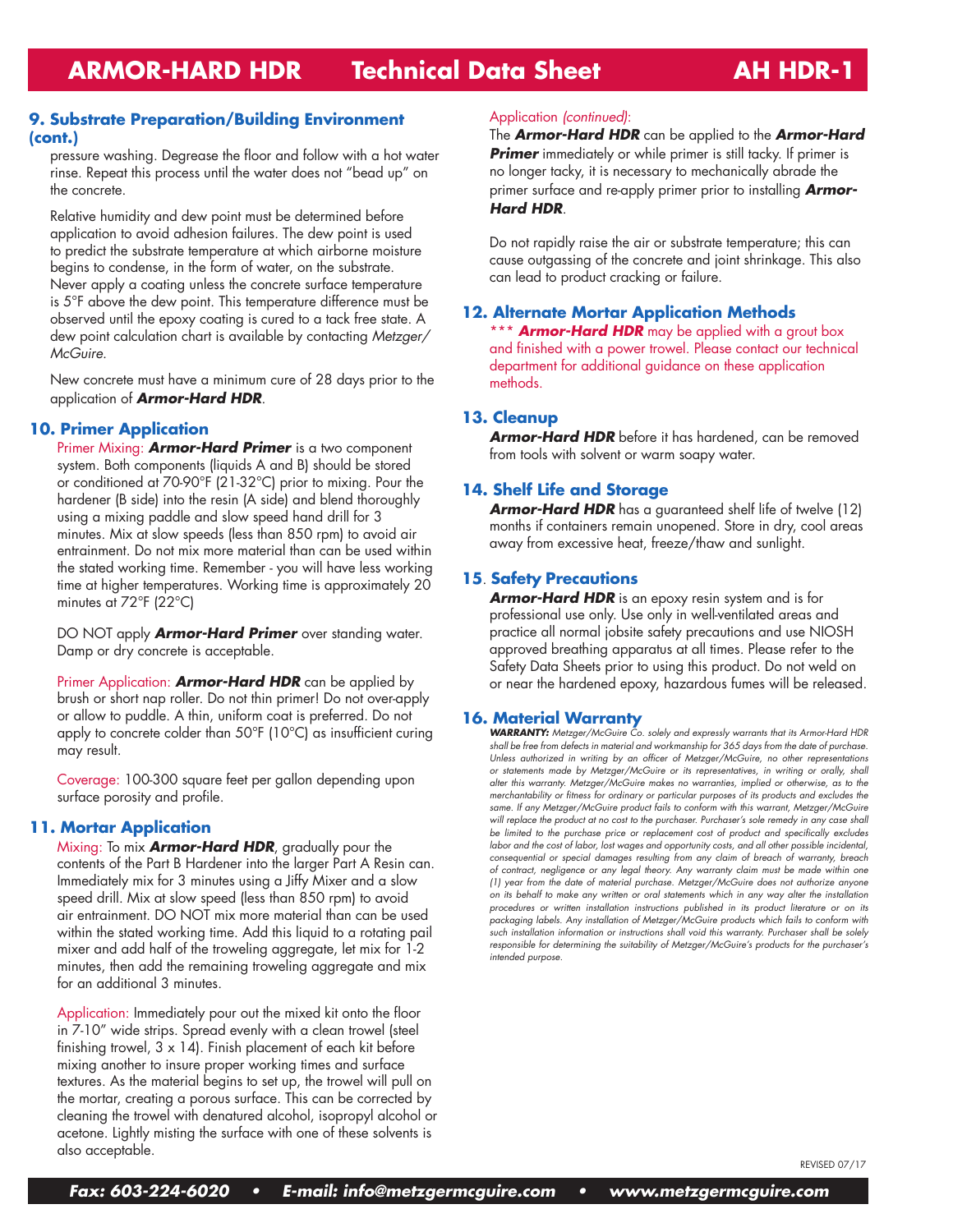## 9. Substrate Preparation/Building Environment (cont.)

pressure washing. Degrease the floor and follow with a hot water rinse. Repeat this process until the water does not "bead up" on the concrete.

Relative humidity and dew point must be determined before application to avoid adhesion failures. The dew point is used to predict the substrate temperature at which airborne moisture begins to condense, in the form of water, on the substrate. Never apply a coating unless the concrete surface temperature is 5°F above the dew point. This temperature difference must be observed until the epoxy coating is cured to a tack free state. A dew point calculation chart is available by contacting *Metzger/McGuire.*

New concrete must have a minimum cure of 28 days prior to the application of ***Armor-Hard HDR***.

## 10. Primer Application

Primer Mixing: ***Armor-Hard Primer*** is a two component system. Both components (liquids A and B) should be stored or conditioned at 70-90°F (21-32°C) prior to mixing. Pour the hardener (B side) into the resin (A side) and blend thoroughly using a mixing paddle and slow speed hand drill for 3 minutes. Mix at slow speeds (less than 850 rpm) to avoid air entrainment. Do not mix more material than can be used within the stated working time. Remember - you will have less working time at higher temperatures. Working time is approximately 20 minutes at 72°F (22°C)

DO NOT apply ***Armor-Hard Primer*** over standing water. Damp or dry concrete is acceptable.

Primer Application: ***Armor-Hard HDR*** can be applied by brush or short nap roller. Do not thin primer! Do not over-apply or allow to puddle. A thin, uniform coat is preferred. Do not apply to concrete colder than 50°F (10°C) as insufficient curing may result.

Coverage: 100-300 square feet per gallon depending upon surface porosity and profile.

## 11. Mortar Application

Mixing: To mix ***Armor-Hard HDR***, gradually pour the contents of the Part B Hardener into the larger Part A Resin can. Immediately mix for 3 minutes using a Jiffy Mixer and a slow speed drill. Mix at slow speed (less than 850 rpm) to avoid air entrainment. DO NOT mix more material than can be used within the stated working time. Add this liquid to a rotating pail mixer and add half of the troweling aggregate, let mix for 1-2 minutes, then add the remaining troweling aggregate and mix for an additional 3 minutes.

Application: Immediately pour out the mixed kit onto the floor in 7-10" wide strips. Spread evenly with a clean trowel (steel finishing trowel, 3 x 14). Finish placement of each kit before mixing another to insure proper working times and surface textures. As the material begins to set up, the trowel will pull on the mortar, creating a porous surface. This can be corrected by cleaning the trowel with denatured alcohol, isopropyl alcohol or acetone. Lightly misting the surface with one of these solvents is also acceptable.

Application *(continued)*:
The ***Armor-Hard HDR*** can be applied to the ***Armor-Hard Primer*** immediately or while primer is still tacky. If primer is no longer tacky, it is necessary to mechanically abrade the primer surface and re-apply primer prior to installing ***Armor-Hard HDR***.

Do not rapidly raise the air or substrate temperature; this can cause outgassing of the concrete and joint shrinkage. This also can lead to product cracking or failure.

## 12. Alternate Mortar Application Methods

\*\*\* ***Armor-Hard HDR*** may be applied with a grout box and finished with a power trowel. Please contact our technical department for additional guidance on these application methods.

## 13. Cleanup

***Armor-Hard HDR*** before it has hardened, can be removed from tools with solvent or warm soapy water.

## 14. Shelf Life and Storage

***Armor-Hard HDR*** has a guaranteed shelf life of twelve (12) months if containers remain unopened. Store in dry, cool areas away from excessive heat, freeze/thaw and sunlight.

## 15. Safety Precautions

***Armor-Hard HDR*** is an epoxy resin system and is for professional use only. Use only in well-ventilated areas and practice all normal jobsite safety precautions and use NIOSH approved breathing apparatus at all times. Please refer to the Safety Data Sheets prior to using this product. Do not weld on or near the hardened epoxy, hazardous fumes will be released.

## 16. Material Warranty

***WARRANTY:*** *Metzger/McGuire Co. solely and expressly warrants that its Armor-Hard HDR shall be free from defects in material and workmanship for 365 days from the date of purchase. Unless authorized in writing by an officer of Metzger/McGuire, no other representations or statements made by Metzger/McGuire or its representatives, in writing or orally, shall alter this warranty. Metzger/McGuire makes no warranties, implied or otherwise, as to the merchantability or fitness for ordinary or particular purposes of its products and excludes the same. If any Metzger/McGuire product fails to conform with this warrant, Metzger/McGuire will replace the product at no cost to the purchaser. Purchaser's sole remedy in any case shall be limited to the purchase price or replacement cost of product and specifically excludes labor and the cost of labor, lost wages and opportunity costs, and all other possible incidental, consequential or special damages resulting from any claim of breach of warranty, breach of contract, negligence or any legal theory. Any warranty claim must be made within one (1) year from the date of material purchase. Metzger/McGuire does not authorize anyone on its behalf to make any written or oral statements which in any way alter the installation procedures or written installation instructions published in its product literature or on its packaging labels. Any installation of Metzger/McGuire products which fails to conform with such installation information or instructions shall void this warranty. Purchaser shall be solely responsible for determining the suitability of Metzger/McGuire's products for the purchaser's intended purpose.*

REVISED 07/17